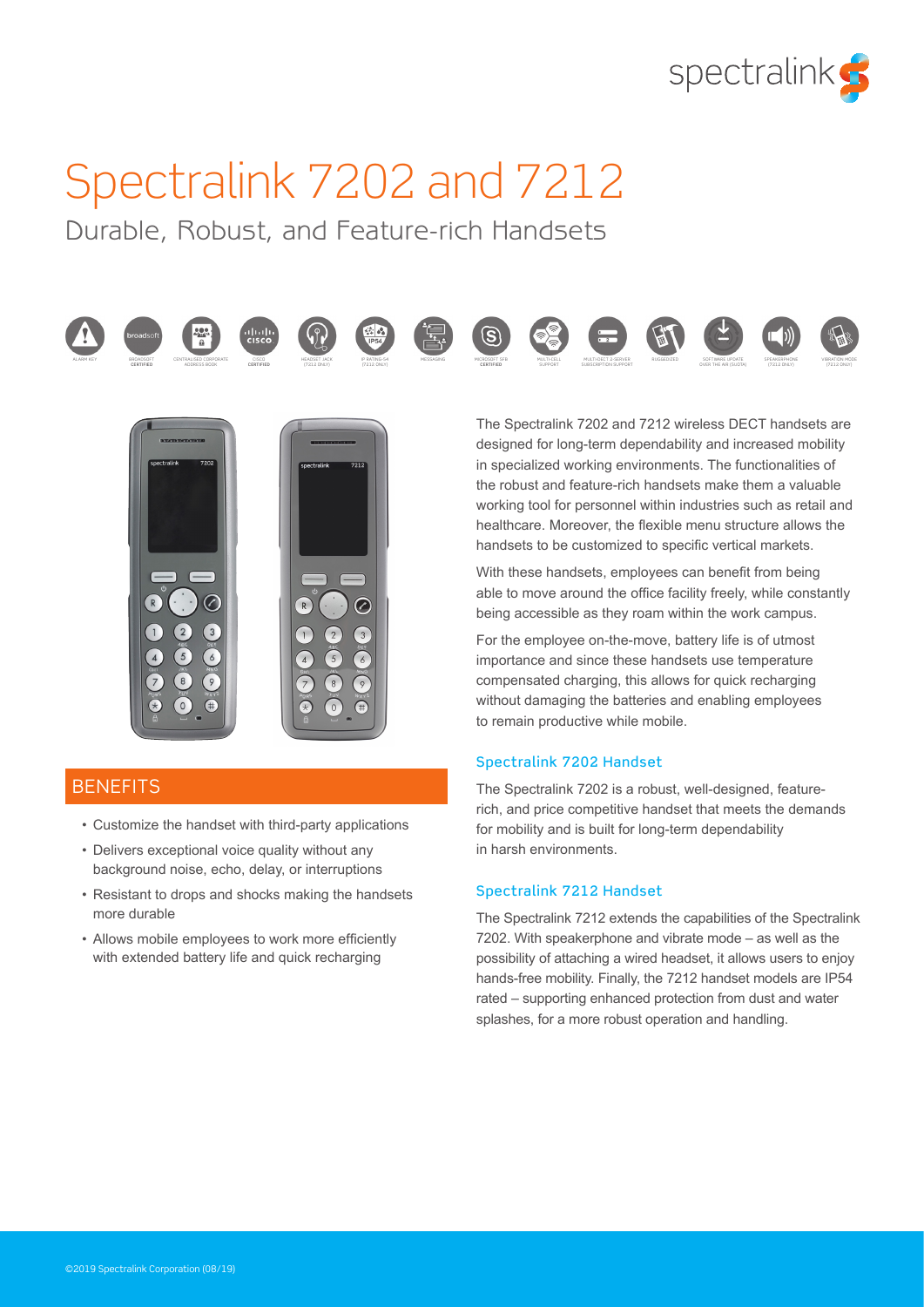# Spectralink 7202 and 7212

## Durable, Robust, and Feature-rich Handsets

ALARM KEY · BROADSOFT CERTIFIED · CENTRALISED CORPORATE ADDRESS BOOK · CISCO CERTIFIED · HEADSET JACK (7212 ONLY) · IP RATING 54 (7212 ONLY) · MESSAGING · MICROSOFT SFB CERTIFIED · MULTI-CELL SUPPORT · MULTI-DECT 2-SERVER SUBSCRIPTION SUPPORT · RUGGEDIZED · SOFTWARE UPDATE OVER THE AIR (SUOTA) · SPEAKERPHONE (7212 ONLY) · VIBRATION MODE (7212 ONLY)

The Spectralink 7202 and 7212 wireless DECT handsets are designed for long-term dependability and increased mobility in specialized working environments. The functionalities of the robust and feature-rich handsets make them a valuable working tool for personnel within industries such as retail and healthcare. Moreover, the flexible menu structure allows the handsets to be customized to specific vertical markets.

With these handsets, employees can benefit from being able to move around the office facility freely, while constantly being accessible as they roam within the work campus.

For the employee on-the-move, battery life is of utmost importance and since these handsets use temperature compensated charging, this allows for quick recharging without damaging the batteries and enabling employees to remain productive while mobile.

### Spectralink 7202 Handset

The Spectralink 7202 is a robust, well-designed, feature-rich, and price competitive handset that meets the demands for mobility and is built for long-term dependability in harsh environments.

### Spectralink 7212 Handset

The Spectralink 7212 extends the capabilities of the Spectralink 7202. With speakerphone and vibrate mode – as well as the possibility of attaching a wired headset, it allows users to enjoy hands-free mobility. Finally, the 7212 handset models are IP54 rated – supporting enhanced protection from dust and water splashes, for a more robust operation and handling.

## BENEFITS

- Customize the handset with third-party applications
- Delivers exceptional voice quality without any background noise, echo, delay, or interruptions
- Resistant to drops and shocks making the handsets more durable
- Allows mobile employees to work more efficiently with extended battery life and quick recharging

©2019 Spectralink Corporation (08/19)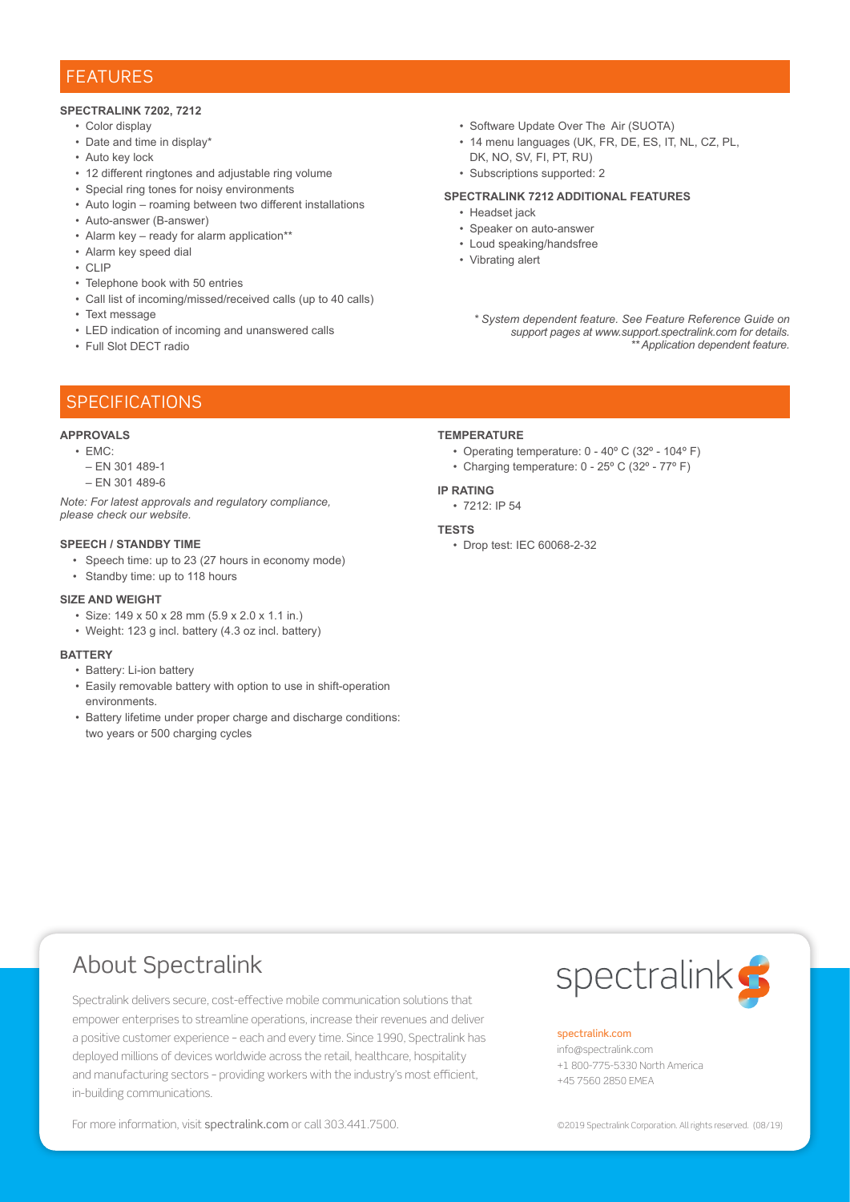## FEATURES

**SPECTRALINK 7202, 7212**

- Color display
- Date and time in display*
- Auto key lock
- 12 different ringtones and adjustable ring volume
- Special ring tones for noisy environments
- Auto login – roaming between two different installations
- Auto-answer (B-answer)
- Alarm key – ready for alarm application**
- Alarm key speed dial
- CLIP
- Telephone book with 50 entries
- Call list of incoming/missed/received calls (up to 40 calls)
- Text message
- LED indication of incoming and unanswered calls
- Full Slot DECT radio
- Software Update Over The Air (SUOTA)
- 14 menu languages (UK, FR, DE, ES, IT, NL, CZ, PL, DK, NO, SV, FI, PT, RU)
- Subscriptions supported: 2

**SPECTRALINK 7212 ADDITIONAL FEATURES**

- Headset jack
- Speaker on auto-answer
- Loud speaking/handsfree
- Vibrating alert

*\* System dependent feature. See Feature Reference Guide on support pages at www.support.spectralink.com for details.*
*\*\* Application dependent feature.*

## SPECIFICATIONS

**APPROVALS**

- EMC:
  - EN 301 489-1
  - EN 301 489-6

*Note: For latest approvals and regulatory compliance, please check our website.*

**SPEECH / STANDBY TIME**

- Speech time: up to 23 (27 hours in economy mode)
- Standby time: up to 118 hours

**SIZE AND WEIGHT**

- Size: 149 x 50 x 28 mm (5.9 x 2.0 x 1.1 in.)
- Weight: 123 g incl. battery (4.3 oz incl. battery)

**BATTERY**

- Battery: Li-ion battery
- Easily removable battery with option to use in shift-operation environments.
- Battery lifetime under proper charge and discharge conditions: two years or 500 charging cycles

**TEMPERATURE**

- Operating temperature: 0 - 40º C (32º - 104º F)
- Charging temperature: 0 - 25º C (32º - 77º F)

**IP RATING**

- 7212: IP 54

**TESTS**

- Drop test: IEC 60068-2-32

## About Spectralink

Spectralink delivers secure, cost-effective mobile communication solutions that empower enterprises to streamline operations, increase their revenues and deliver a positive customer experience – each and every time. Since 1990, Spectralink has deployed millions of devices worldwide across the retail, healthcare, hospitality and manufacturing sectors – providing workers with the industry's most efficient, in-building communications.

For more information, visit spectralink.com or call 303.441.7500.

spectralink

spectralink.com
info@spectralink.com
+1 800-775-5330 North America
+45 7560 2850 EMEA

©2019 Spectralink Corporation. All rights reserved. (08/19)